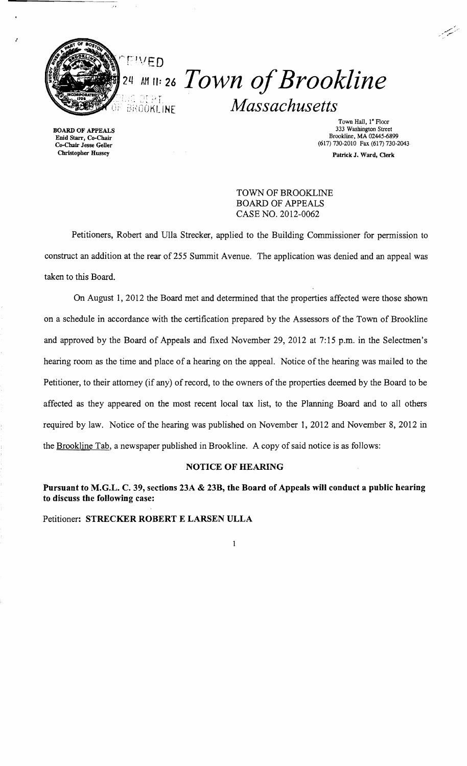# Town of Brookline

## *Massachusetts*

RECEIVED
24 AM 11:26
BLDG DEPT.
OF BROOKLINE

BOARD OF APPEALS
Enid Starr, Co-Chair
Co-Chair Jesse Geller
Christopher Hussey

Town Hall, 1st Floor
333 Washington Street
Brookline, MA 02445-6899
(617) 730-2010 Fax (617) 730-2043

Patrick J. Ward, Clerk

TOWN OF BROOKLINE
BOARD OF APPEALS
CASE NO. 2012-0062

Petitioners, Robert and Ulla Strecker, applied to the Building Commissioner for permission to construct an addition at the rear of 255 Summit Avenue. The application was denied and an appeal was taken to this Board.

On August 1, 2012 the Board met and determined that the properties affected were those shown on a schedule in accordance with the certification prepared by the Assessors of the Town of Brookline and approved by the Board of Appeals and fixed November 29, 2012 at 7:15 p.m. in the Selectmen's hearing room as the time and place of a hearing on the appeal. Notice of the hearing was mailed to the Petitioner, to their attorney (if any) of record, to the owners of the properties deemed by the Board to be affected as they appeared on the most recent local tax list, to the Planning Board and to all others required by law. Notice of the hearing was published on November 1, 2012 and November 8, 2012 in the Brookline Tab, a newspaper published in Brookline. A copy of said notice is as follows:

**NOTICE OF HEARING**

**Pursuant to M.G.L. C. 39, sections 23A & 23B, the Board of Appeals will conduct a public hearing to discuss the following case:**

Petitioner: **STRECKER ROBERT E LARSEN ULLA**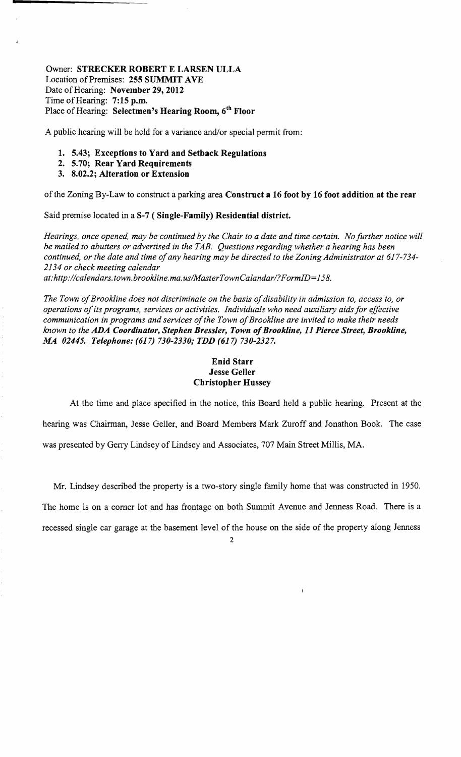Owner: **STRECKER ROBERT E LARSEN ULLA**
Location of Premises: **255 SUMMIT AVE**
Date of Hearing: **November 29, 2012**
Time of Hearing: **7:15 p.m.**
Place of Hearing: **Selectmen's Hearing Room, 6th Floor**

A public hearing will be held for a variance and/or special permit from:

1. **5.43; Exceptions to Yard and Setback Regulations**
2. **5.70; Rear Yard Requirements**
3. **8.02.2; Alteration or Extension**

of the Zoning By-Law to construct a parking area **Construct a 16 foot by 16 foot addition at the rear**

Said premise located in a **S-7 ( Single-Family) Residential district.**

*Hearings, once opened, may be continued by the Chair to a date and time certain. No further notice will be mailed to abutters or advertised in the TAB. Questions regarding whether a hearing has been continued, or the date and time of any hearing may be directed to the Zoning Administrator at 617-734-2134 or check meeting calendar at:http://calendars.town.brookline.ma.us/MasterTownCalandar/?FormID=158.*

*The Town of Brookline does not discriminate on the basis of disability in admission to, access to, or operations of its programs, services or activities. Individuals who need auxiliary aids for effective communication in programs and services of the Town of Brookline are invited to make their needs known to the* ***ADA Coordinator, Stephen Bressler, Town of Brookline, 11 Pierce Street, Brookline, MA 02445. Telephone: (617) 730-2330; TDD (617) 730-2327.***

**Enid Starr**
**Jesse Geller**
**Christopher Hussey**

At the time and place specified in the notice, this Board held a public hearing. Present at the hearing was Chairman, Jesse Geller, and Board Members Mark Zuroff and Jonathon Book. The case was presented by Gerry Lindsey of Lindsey and Associates, 707 Main Street Millis, MA.

Mr. Lindsey described the property is a two-story single family home that was constructed in 1950. The home is on a corner lot and has frontage on both Summit Avenue and Jenness Road. There is a recessed single car garage at the basement level of the house on the side of the property along Jenness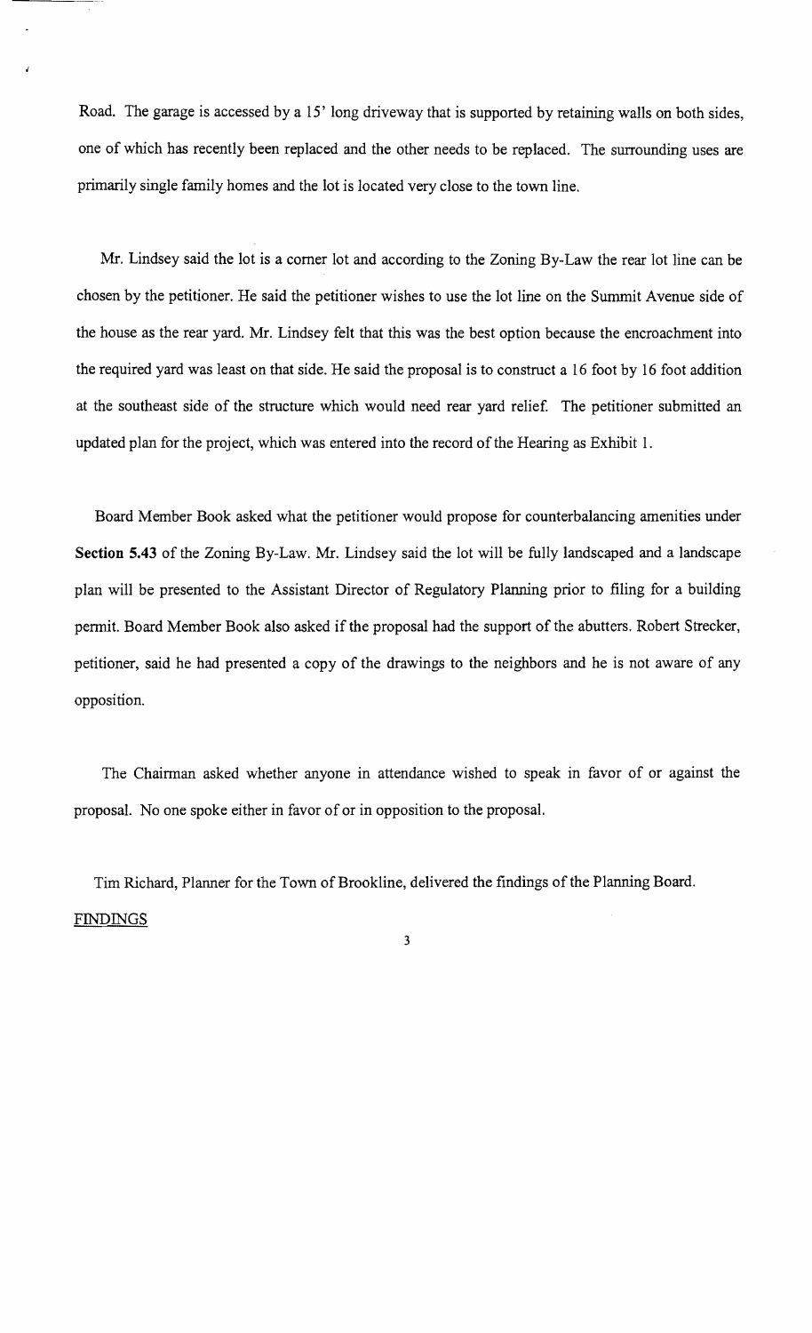Road. The garage is accessed by a 15' long driveway that is supported by retaining walls on both sides, one of which has recently been replaced and the other needs to be replaced. The surrounding uses are primarily single family homes and the lot is located very close to the town line.

Mr. Lindsey said the lot is a corner lot and according to the Zoning By-Law the rear lot line can be chosen by the petitioner. He said the petitioner wishes to use the lot line on the Summit Avenue side of the house as the rear yard. Mr. Lindsey felt that this was the best option because the encroachment into the required yard was least on that side. He said the proposal is to construct a 16 foot by 16 foot addition at the southeast side of the structure which would need rear yard relief. The petitioner submitted an updated plan for the project, which was entered into the record of the Hearing as Exhibit 1.

Board Member Book asked what the petitioner would propose for counterbalancing amenities under **Section 5.43** of the Zoning By-Law. Mr. Lindsey said the lot will be fully landscaped and a landscape plan will be presented to the Assistant Director of Regulatory Planning prior to filing for a building permit. Board Member Book also asked if the proposal had the support of the abutters. Robert Strecker, petitioner, said he had presented a copy of the drawings to the neighbors and he is not aware of any opposition.

The Chairman asked whether anyone in attendance wished to speak in favor of or against the proposal. No one spoke either in favor of or in opposition to the proposal.

Tim Richard, Planner for the Town of Brookline, delivered the findings of the Planning Board.

FINDINGS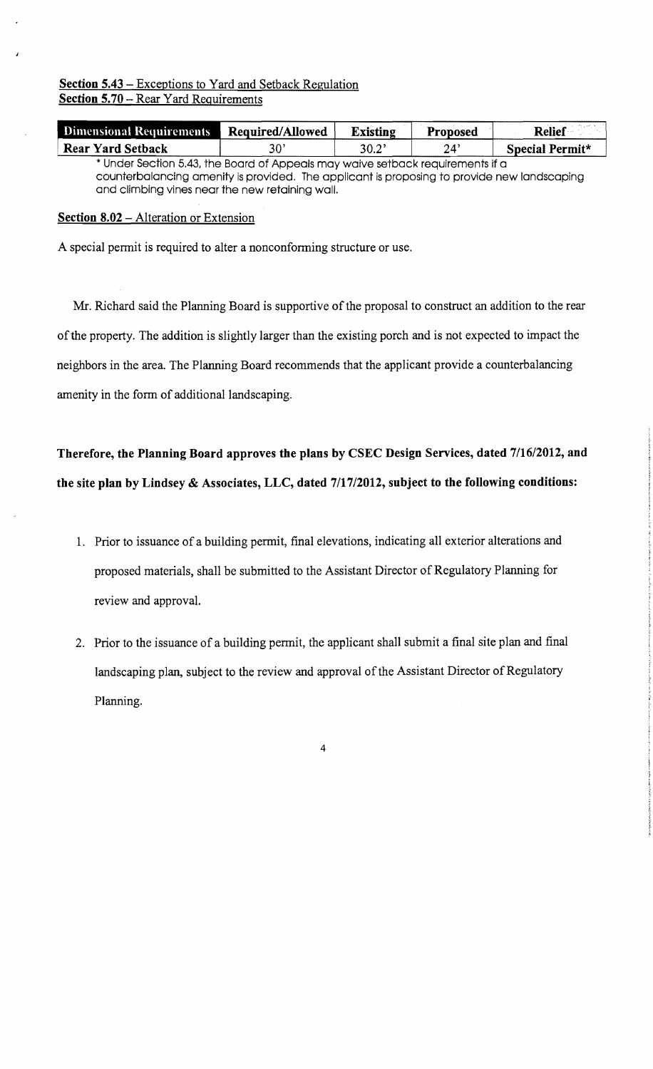**Section 5.43** – Exceptions to Yard and Setback Regulation
**Section 5.70** – Rear Yard Requirements

| Dimensional Requirements | Required/Allowed | Existing | Proposed | Relief |
|---|---|---|---|---|
| Rear Yard Setback | 30' | 30.2' | 24' | Special Permit* |

* Under Section 5.43, the Board of Appeals may waive setback requirements if a counterbalancing amenity is provided. The applicant is proposing to provide new landscaping and climbing vines near the new retaining wall.

**Section 8.02** – Alteration or Extension

A special permit is required to alter a nonconforming structure or use.

Mr. Richard said the Planning Board is supportive of the proposal to construct an addition to the rear of the property. The addition is slightly larger than the existing porch and is not expected to impact the neighbors in the area. The Planning Board recommends that the applicant provide a counterbalancing amenity in the form of additional landscaping.

**Therefore, the Planning Board approves the plans by CSEC Design Services, dated 7/16/2012, and the site plan by Lindsey & Associates, LLC, dated 7/17/2012, subject to the following conditions:**

1. Prior to issuance of a building permit, final elevations, indicating all exterior alterations and proposed materials, shall be submitted to the Assistant Director of Regulatory Planning for review and approval.

2. Prior to the issuance of a building permit, the applicant shall submit a final site plan and final landscaping plan, subject to the review and approval of the Assistant Director of Regulatory Planning.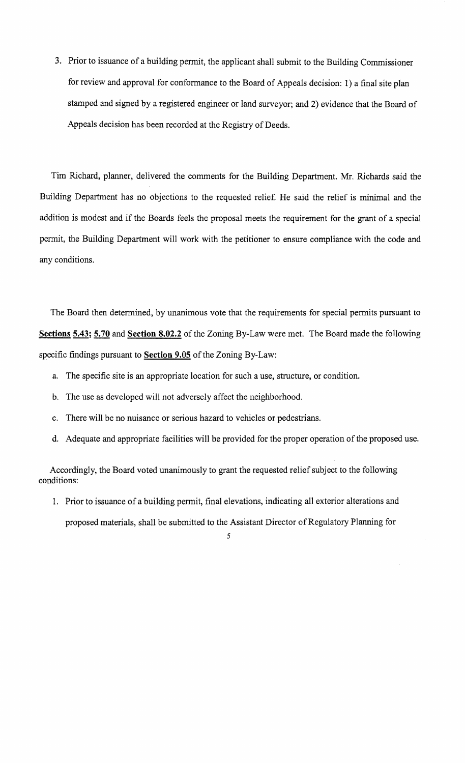3. Prior to issuance of a building permit, the applicant shall submit to the Building Commissioner for review and approval for conformance to the Board of Appeals decision: 1) a final site plan stamped and signed by a registered engineer or land surveyor; and 2) evidence that the Board of Appeals decision has been recorded at the Registry of Deeds.

Tim Richard, planner, delivered the comments for the Building Department. Mr. Richards said the Building Department has no objections to the requested relief. He said the relief is minimal and the addition is modest and if the Boards feels the proposal meets the requirement for the grant of a special permit, the Building Department will work with the petitioner to ensure compliance with the code and any conditions.

The Board then determined, by unanimous vote that the requirements for special permits pursuant to **Sections 5.43; 5.70** and **Section 8.02.2** of the Zoning By-Law were met. The Board made the following specific findings pursuant to **Section 9.05** of the Zoning By-Law:

a. The specific site is an appropriate location for such a use, structure, or condition.

b. The use as developed will not adversely affect the neighborhood.

c. There will be no nuisance or serious hazard to vehicles or pedestrians.

d. Adequate and appropriate facilities will be provided for the proper operation of the proposed use.

Accordingly, the Board voted unanimously to grant the requested relief subject to the following conditions:

1. Prior to issuance of a building permit, final elevations, indicating all exterior alterations and proposed materials, shall be submitted to the Assistant Director of Regulatory Planning for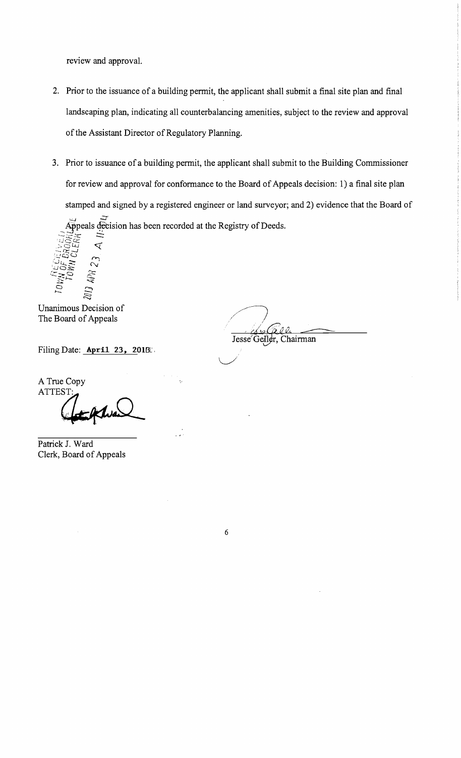review and approval.

2. Prior to the issuance of a building permit, the applicant shall submit a final site plan and final landscaping plan, indicating all counterbalancing amenities, subject to the review and approval of the Assistant Director of Regulatory Planning.

3. Prior to issuance of a building permit, the applicant shall submit to the Building Commissioner for review and approval for conformance to the Board of Appeals decision: 1) a final site plan stamped and signed by a registered engineer or land surveyor; and 2) evidence that the Board of Appeals decision has been recorded at the Registry of Deeds.

RECEIVED
TOWN OF BROOKLINE
TOWN CLERK
2013 APR 23 A 11:44

Unanimous Decision of
The Board of Appeals

Jesse Geller, Chairman

Filing Date: **April 23, 2013**

A True Copy
ATTEST:

Patrick J. Ward
Clerk, Board of Appeals